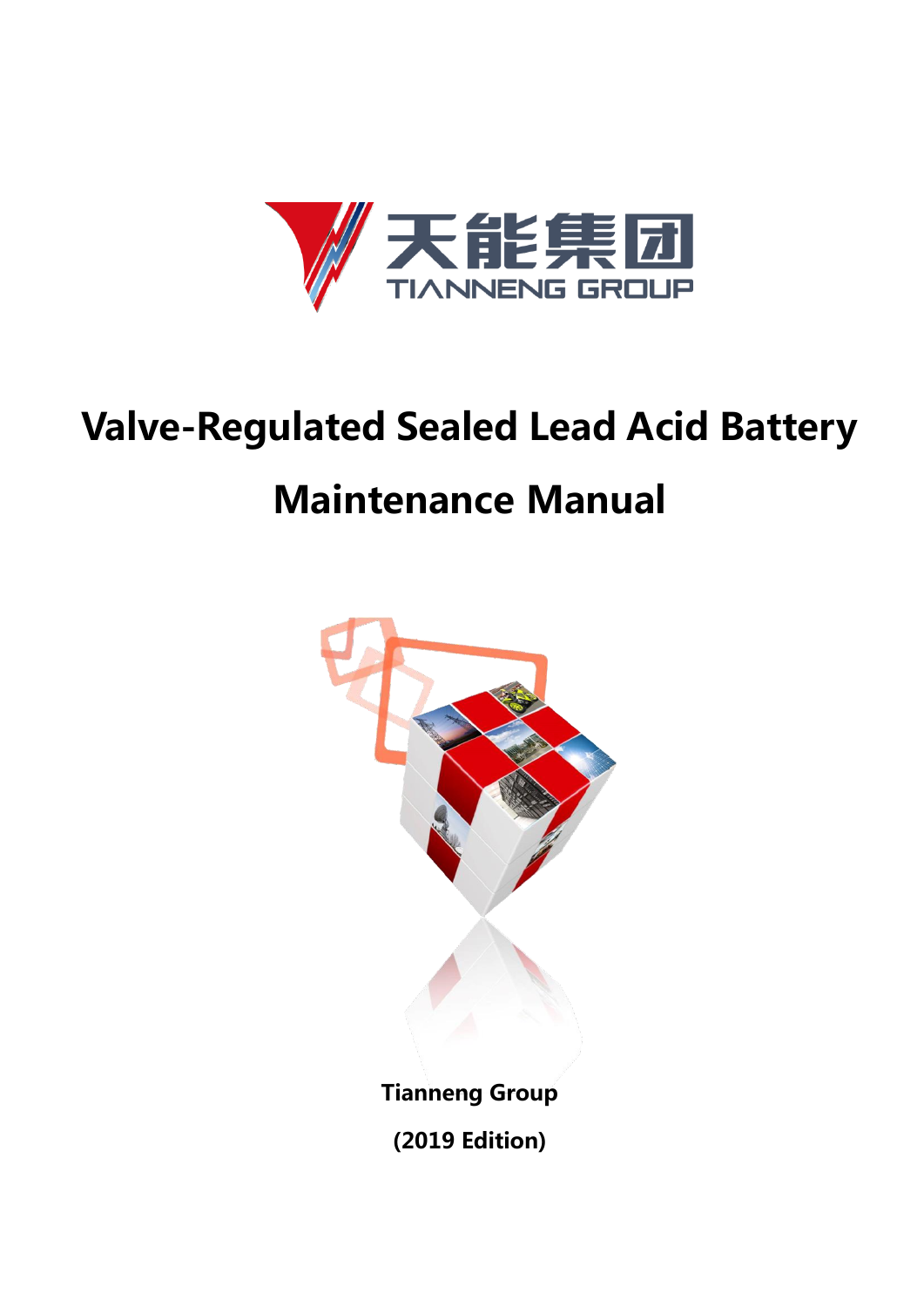天能集团

TIANNENG GROUP

# Valve-Regulated Sealed Lead Acid Battery Maintenance Manual

**Tianneng Group**

**(2019 Edition)**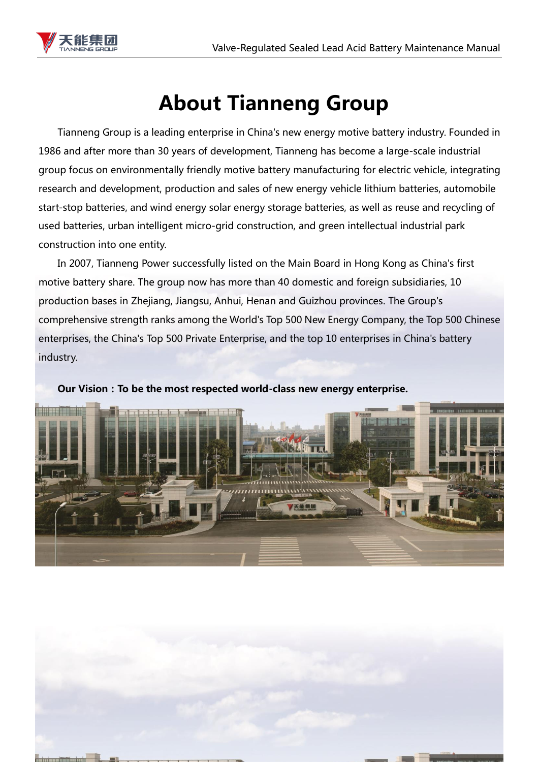# About Tianneng Group

Tianneng Group is a leading enterprise in China's new energy motive battery industry. Founded in 1986 and after more than 30 years of development, Tianneng has become a large-scale industrial group focus on environmentally friendly motive battery manufacturing for electric vehicle, integrating research and development, production and sales of new energy vehicle lithium batteries, automobile start-stop batteries, and wind energy solar energy storage batteries, as well as reuse and recycling of used batteries, urban intelligent micro-grid construction, and green intellectual industrial park construction into one entity.

In 2007, Tianneng Power successfully listed on the Main Board in Hong Kong as China's first motive battery share. The group now has more than 40 domestic and foreign subsidiaries, 10 production bases in Zhejiang, Jiangsu, Anhui, Henan and Guizhou provinces. The Group's comprehensive strength ranks among the World's Top 500 New Energy Company, the Top 500 Chinese enterprises, the China's Top 500 Private Enterprise, and the top 10 enterprises in China's battery industry.

**Our Vision : To be the most respected world-class new energy enterprise.**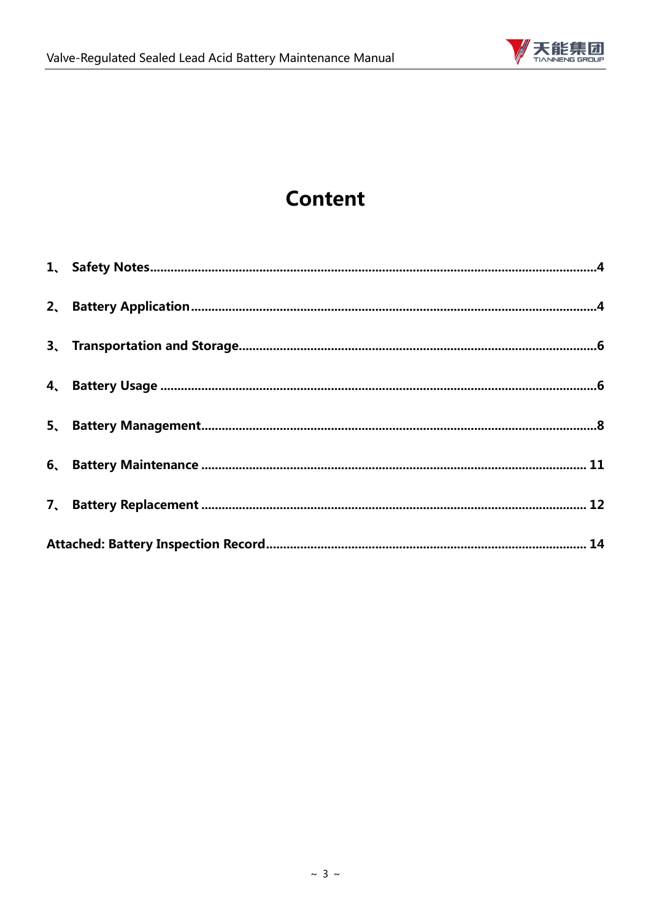# Content

1、 **Safety Notes**..........4

2、 **Battery Application**..........4

3、 **Transportation and Storage**..........6

4、 **Battery Usage**..........6

5、 **Battery Management**..........8

6、 **Battery Maintenance**..........11

7、 **Battery Replacement**..........12

**Attached: Battery Inspection Record**..........14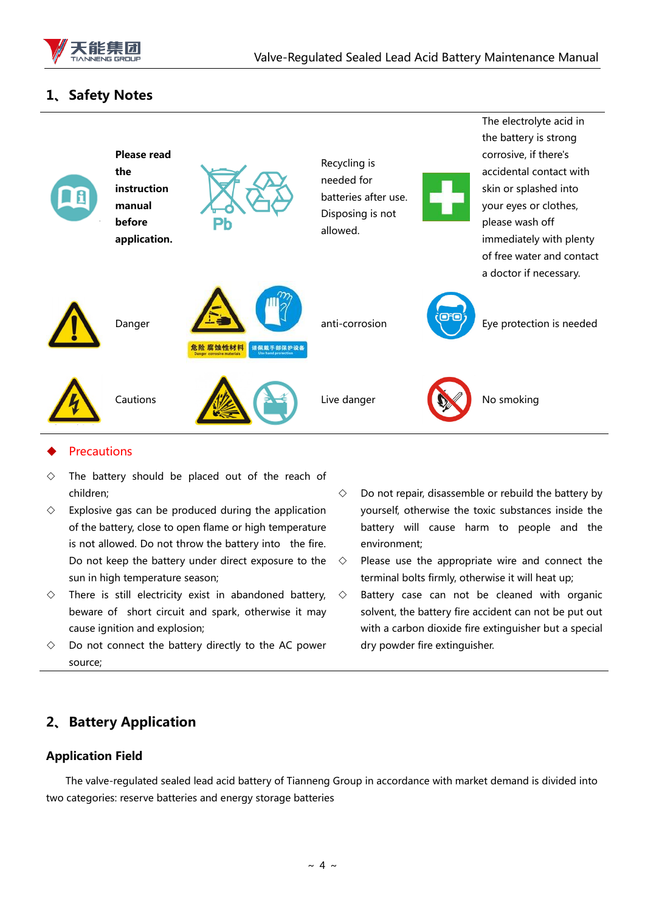## 1、Safety Notes

| | | | | | |
|---|---|---|---|---|---|
| | **Please read the instruction manual before application.** | | Recycling is needed for batteries after use. Disposing is not allowed. | | The electrolyte acid in the battery is strong corrosive, if there's accidental contact with skin or splashed into your eyes or clothes, please wash off immediately with plenty of free water and contact a doctor if necessary. |
| | Danger | 危险 腐蚀性材料 Danger corrosive materials / 请佩戴手部保护设备 Use hand protection | anti-corrosion | | Eye protection is needed |
| | Cautions | | Live danger | | No smoking |

◆ Precautions

◇ The battery should be placed out of the reach of children;

◇ Explosive gas can be produced during the application of the battery, close to open flame or high temperature is not allowed. Do not throw the battery into the fire. Do not keep the battery under direct exposure to the sun in high temperature season;

◇ There is still electricity exist in abandoned battery, beware of short circuit and spark, otherwise it may cause ignition and explosion;

◇ Do not connect the battery directly to the AC power source;

◇ Do not repair, disassemble or rebuild the battery by yourself, otherwise the toxic substances inside the battery will cause harm to people and the environment;

◇ Please use the appropriate wire and connect the terminal bolts firmly, otherwise it will heat up;

◇ Battery case can not be cleaned with organic solvent, the battery fire accident can not be put out with a carbon dioxide fire extinguisher but a special dry powder fire extinguisher.

## 2、Battery Application

### Application Field

The valve-regulated sealed lead acid battery of Tianneng Group in accordance with market demand is divided into two categories: reserve batteries and energy storage batteries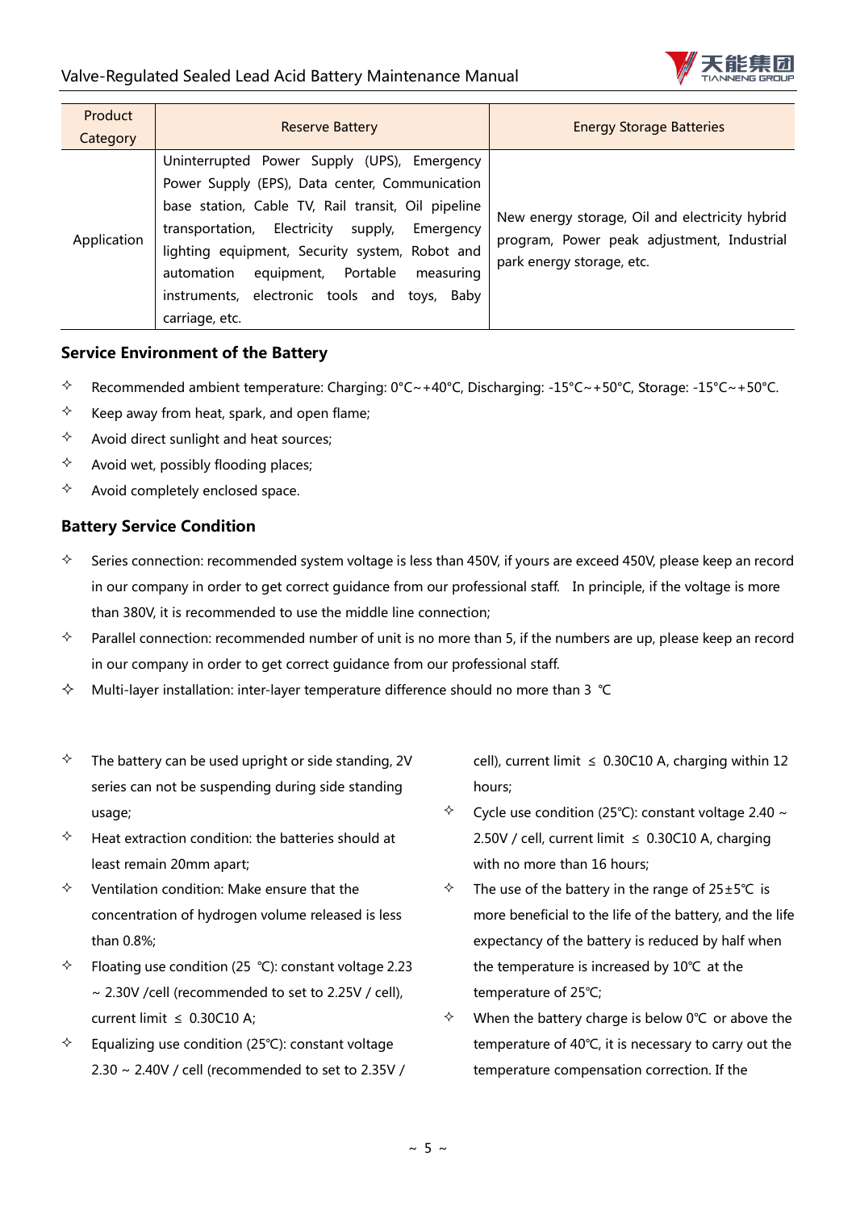| Product Category | Reserve Battery | Energy Storage Batteries |
|---|---|---|
| Application | Uninterrupted Power Supply (UPS), Emergency Power Supply (EPS), Data center, Communication base station, Cable TV, Rail transit, Oil pipeline transportation, Electricity supply, Emergency lighting equipment, Security system, Robot and automation equipment, Portable measuring instruments, electronic tools and toys, Baby carriage, etc. | New energy storage, Oil and electricity hybrid program, Power peak adjustment, Industrial park energy storage, etc. |

## Service Environment of the Battery

- ✧ Recommended ambient temperature: Charging: 0°C～+40°C, Discharging: -15°C～+50°C, Storage: -15°C～+50°C.
- ✧ Keep away from heat, spark, and open flame;
- ✧ Avoid direct sunlight and heat sources;
- ✧ Avoid wet, possibly flooding places;
- ✧ Avoid completely enclosed space.

## Battery Service Condition

- ✧ Series connection: recommended system voltage is less than 450V, if yours are exceed 450V, please keep an record in our company in order to get correct guidance from our professional staff. In principle, if the voltage is more than 380V, it is recommended to use the middle line connection;
- ✧ Parallel connection: recommended number of unit is no more than 5, if the numbers are up, please keep an record in our company in order to get correct guidance from our professional staff.
- ✧ Multi-layer installation: inter-layer temperature difference should no more than 3 ℃

- ✧ The battery can be used upright or side standing, 2V series can not be suspending during side standing usage;
- ✧ Heat extraction condition: the batteries should at least remain 20mm apart;
- ✧ Ventilation condition: Make ensure that the concentration of hydrogen volume released is less than 0.8%;
- ✧ Floating use condition (25 ℃): constant voltage 2.23 ~ 2.30V /cell (recommended to set to 2.25V / cell), current limit ≤ 0.30C10 A;
- ✧ Equalizing use condition (25℃): constant voltage 2.30 ~ 2.40V / cell (recommended to set to 2.35V / cell), current limit ≤ 0.30C10 A, charging within 12 hours;
- ✧ Cycle use condition (25℃): constant voltage 2.40 ~ 2.50V / cell, current limit ≤ 0.30C10 A, charging with no more than 16 hours;
- ✧ The use of the battery in the range of 25±5℃ is more beneficial to the life of the battery, and the life expectancy of the battery is reduced by half when the temperature is increased by 10℃ at the temperature of 25℃;
- ✧ When the battery charge is below 0℃ or above the temperature of 40℃, it is necessary to carry out the temperature compensation correction. If the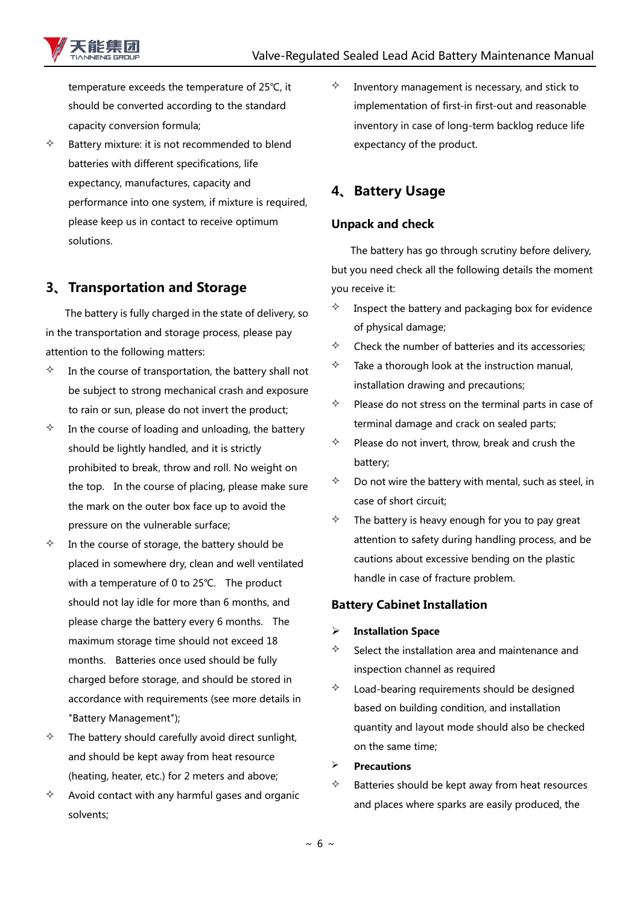temperature exceeds the temperature of 25℃, it should be converted according to the standard capacity conversion formula;

- ✧ Battery mixture: it is not recommended to blend batteries with different specifications, life expectancy, manufactures, capacity and performance into one system, if mixture is required, please keep us in contact to receive optimum solutions.

## 3、Transportation and Storage

The battery is fully charged in the state of delivery, so in the transportation and storage process, please pay attention to the following matters:

- ✧ In the course of transportation, the battery shall not be subject to strong mechanical crash and exposure to rain or sun, please do not invert the product;
- ✧ In the course of loading and unloading, the battery should be lightly handled, and it is strictly prohibited to break, throw and roll. No weight on the top. In the course of placing, please make sure the mark on the outer box face up to avoid the pressure on the vulnerable surface;
- ✧ In the course of storage, the battery should be placed in somewhere dry, clean and well ventilated with a temperature of 0 to 25℃. The product should not lay idle for more than 6 months, and please charge the battery every 6 months. The maximum storage time should not exceed 18 months. Batteries once used should be fully charged before storage, and should be stored in accordance with requirements (see more details in "Battery Management");
- ✧ The battery should carefully avoid direct sunlight, and should be kept away from heat resource (heating, heater, etc.) for 2 meters and above;
- ✧ Avoid contact with any harmful gases and organic solvents;
- ✧ Inventory management is necessary, and stick to implementation of first-in first-out and reasonable inventory in case of long-term backlog reduce life expectancy of the product.

## 4、Battery Usage

### Unpack and check

The battery has go through scrutiny before delivery, but you need check all the following details the moment you receive it:

- ✧ Inspect the battery and packaging box for evidence of physical damage;
- ✧ Check the number of batteries and its accessories;
- ✧ Take a thorough look at the instruction manual, installation drawing and precautions;
- ✧ Please do not stress on the terminal parts in case of terminal damage and crack on sealed parts;
- ✧ Please do not invert, throw, break and crush the battery;
- ✧ Do not wire the battery with mental, such as steel, in case of short circuit;
- ✧ The battery is heavy enough for you to pay great attention to safety during handling process, and be cautions about excessive bending on the plastic handle in case of fracture problem.

### Battery Cabinet Installation

- ➢ **Installation Space**
- ✧ Select the installation area and maintenance and inspection channel as required
- ✧ Load-bearing requirements should be designed based on building condition, and installation quantity and layout mode should also be checked on the same time;
- ➢ **Precautions**
- ✧ Batteries should be kept away from heat resources and places where sparks are easily produced, the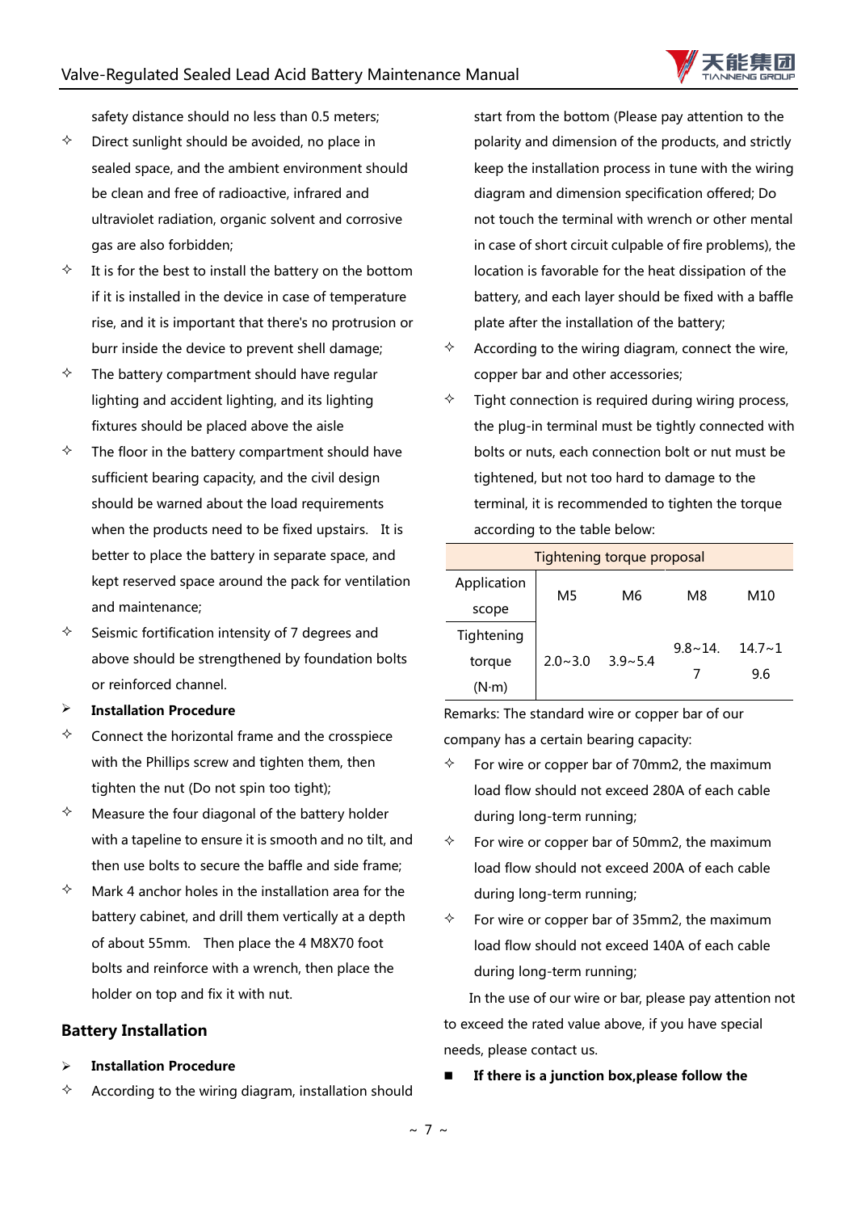safety distance should no less than 0.5 meters;

- ✧ Direct sunlight should be avoided, no place in sealed space, and the ambient environment should be clean and free of radioactive, infrared and ultraviolet radiation, organic solvent and corrosive gas are also forbidden;
- ✧ It is for the best to install the battery on the bottom if it is installed in the device in case of temperature rise, and it is important that there's no protrusion or burr inside the device to prevent shell damage;
- ✧ The battery compartment should have regular lighting and accident lighting, and its lighting fixtures should be placed above the aisle
- ✧ The floor in the battery compartment should have sufficient bearing capacity, and the civil design should be warned about the load requirements when the products need to be fixed upstairs. It is better to place the battery in separate space, and kept reserved space around the pack for ventilation and maintenance;
- ✧ Seismic fortification intensity of 7 degrees and above should be strengthened by foundation bolts or reinforced channel.

➢ **Installation Procedure**

- ✧ Connect the horizontal frame and the crosspiece with the Phillips screw and tighten them, then tighten the nut (Do not spin too tight);
- ✧ Measure the four diagonal of the battery holder with a tapeline to ensure it is smooth and no tilt, and then use bolts to secure the baffle and side frame;
- ✧ Mark 4 anchor holes in the installation area for the battery cabinet, and drill them vertically at a depth of about 55mm. Then place the 4 M8X70 foot bolts and reinforce with a wrench, then place the holder on top and fix it with nut.

## Battery Installation

➢ **Installation Procedure**

- ✧ According to the wiring diagram, installation should start from the bottom (Please pay attention to the polarity and dimension of the products, and strictly keep the installation process in tune with the wiring diagram and dimension specification offered; Do not touch the terminal with wrench or other mental in case of short circuit culpable of fire problems), the location is favorable for the heat dissipation of the battery, and each layer should be fixed with a baffle plate after the installation of the battery;
- ✧ According to the wiring diagram, connect the wire, copper bar and other accessories;
- ✧ Tight connection is required during wiring process, the plug-in terminal must be tightly connected with bolts or nuts, each connection bolt or nut must be tightened, but not too hard to damage to the terminal, it is recommended to tighten the torque according to the table below:

| Tightening torque proposal | | | | |
|---|---|---|---|---|
| Application scope | M5 | M6 | M8 | M10 |
| Tightening torque (N·m) | 2.0~3.0 | 3.9~5.4 | 9.8~14.7 | 14.7~19.6 |

Remarks: The standard wire or copper bar of our company has a certain bearing capacity:

- ✧ For wire or copper bar of 70mm2, the maximum load flow should not exceed 280A of each cable during long-term running;
- ✧ For wire or copper bar of 50mm2, the maximum load flow should not exceed 200A of each cable during long-term running;
- ✧ For wire or copper bar of 35mm2, the maximum load flow should not exceed 140A of each cable during long-term running;

In the use of our wire or bar, please pay attention not to exceed the rated value above, if you have special needs, please contact us.

■ **If there is a junction box,please follow the**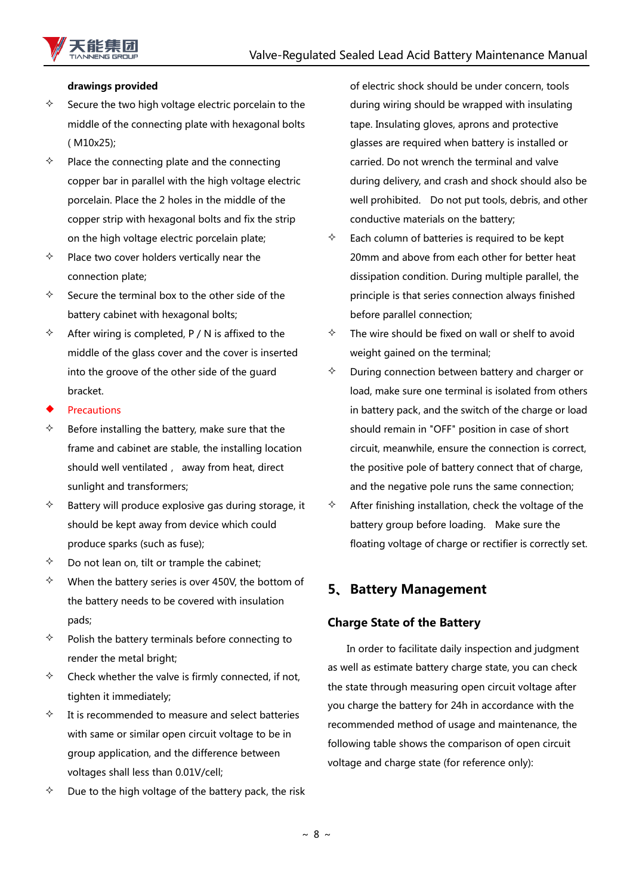**drawings provided**

- ✧ Secure the two high voltage electric porcelain to the middle of the connecting plate with hexagonal bolts ( M10x25);
- ✧ Place the connecting plate and the connecting copper bar in parallel with the high voltage electric porcelain. Place the 2 holes in the middle of the copper strip with hexagonal bolts and fix the strip on the high voltage electric porcelain plate;
- ✧ Place two cover holders vertically near the connection plate;
- ✧ Secure the terminal box to the other side of the battery cabinet with hexagonal bolts;
- ✧ After wiring is completed, P / N is affixed to the middle of the glass cover and the cover is inserted into the groove of the other side of the guard bracket.

◆ Precautions

- ✧ Before installing the battery, make sure that the frame and cabinet are stable, the installing location should well ventilated， away from heat, direct sunlight and transformers;
- ✧ Battery will produce explosive gas during storage, it should be kept away from device which could produce sparks (such as fuse);
- ✧ Do not lean on, tilt or trample the cabinet;
- ✧ When the battery series is over 450V, the bottom of the battery needs to be covered with insulation pads;
- ✧ Polish the battery terminals before connecting to render the metal bright;
- ✧ Check whether the valve is firmly connected, if not, tighten it immediately;
- ✧ It is recommended to measure and select batteries with same or similar open circuit voltage to be in group application, and the difference between voltages shall less than 0.01V/cell;
- ✧ Due to the high voltage of the battery pack, the risk of electric shock should be under concern, tools during wiring should be wrapped with insulating tape. Insulating gloves, aprons and protective glasses are required when battery is installed or carried. Do not wrench the terminal and valve during delivery, and crash and shock should also be well prohibited.  Do not put tools, debris, and other conductive materials on the battery;
- ✧ Each column of batteries is required to be kept 20mm and above from each other for better heat dissipation condition. During multiple parallel, the principle is that series connection always finished before parallel connection;
- ✧ The wire should be fixed on wall or shelf to avoid weight gained on the terminal;
- ✧ During connection between battery and charger or load, make sure one terminal is isolated from others in battery pack, and the switch of the charge or load should remain in "OFF" position in case of short circuit, meanwhile, ensure the connection is correct, the positive pole of battery connect that of charge, and the negative pole runs the same connection;
- ✧ After finishing installation, check the voltage of the battery group before loading.  Make sure the floating voltage of charge or rectifier is correctly set.

## 5、Battery Management

### Charge State of the Battery

In order to facilitate daily inspection and judgment as well as estimate battery charge state, you can check the state through measuring open circuit voltage after you charge the battery for 24h in accordance with the recommended method of usage and maintenance, the following table shows the comparison of open circuit voltage and charge state (for reference only):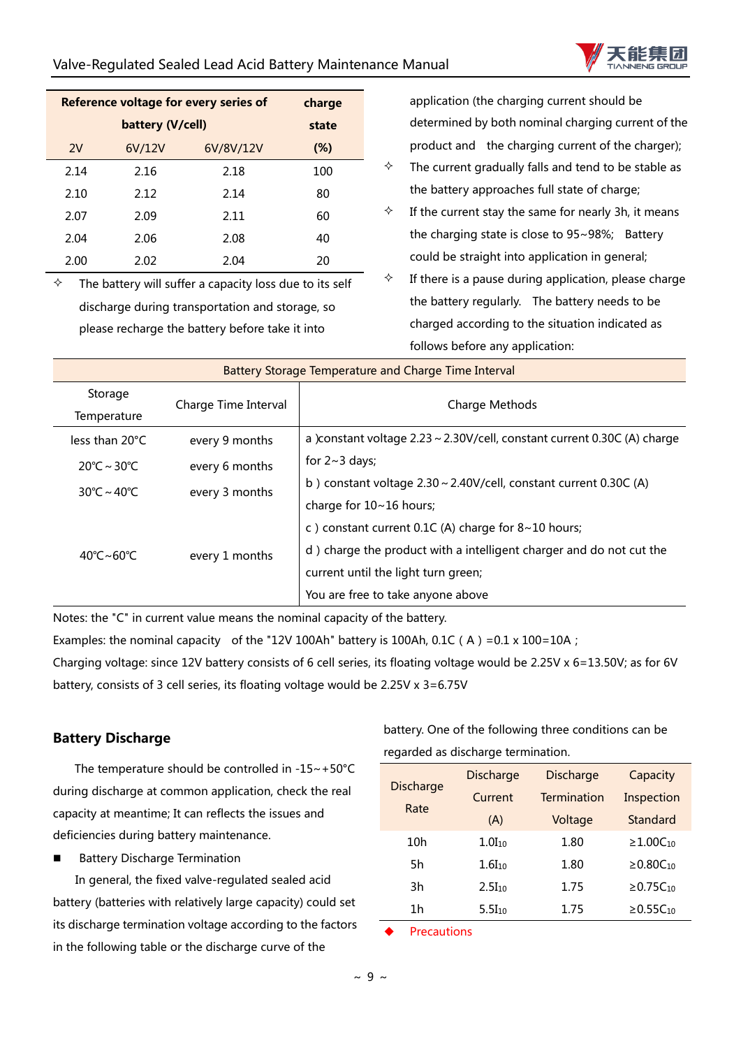| Reference voltage for every series of battery (V/cell) | | | charge state |
| --- | --- | --- | --- |
| 2V | 6V/12V | 6V/8V/12V | (%) |
| 2.14 | 2.16 | 2.18 | 100 |
| 2.10 | 2.12 | 2.14 | 80 |
| 2.07 | 2.09 | 2.11 | 60 |
| 2.04 | 2.06 | 2.08 | 40 |
| 2.00 | 2.02 | 2.04 | 20 |

- ✧ The battery will suffer a capacity loss due to its self discharge during transportation and storage, so please recharge the battery before take it into application (the charging current should be determined by both nominal charging current of the product and the charging current of the charger);
- ✧ The current gradually falls and tend to be stable as the battery approaches full state of charge;
- ✧ If the current stay the same for nearly 3h, it means the charging state is close to 95~98%; Battery could be straight into application in general;
- ✧ If there is a pause during application, please charge the battery regularly. The battery needs to be charged according to the situation indicated as follows before any application:

| Battery Storage Temperature and Charge Time Interval | | |
| --- | --- | --- |
| Storage Temperature | Charge Time Interval | Charge Methods |
| less than 20℃ | every 9 months | a )constant voltage 2.23～2.30V/cell, constant current 0.30C (A) charge for 2~3 days; |
| 20℃～30℃ | every 6 months | b ) constant voltage 2.30～2.40V/cell, constant current 0.30C (A) charge for 10~16 hours; |
| 30℃～40℃ | every 3 months | c ) constant current 0.1C (A) charge for 8~10 hours; |
| 40℃~60℃ | every 1 months | d ) charge the product with a intelligent charger and do not cut the current until the light turn green; You are free to take anyone above |

Notes: the "C" in current value means the nominal capacity of the battery.

Examples: the nominal capacity of the "12V 100Ah" battery is 100Ah, 0.1C ( A ) =0.1 x 100=10A ;

Charging voltage: since 12V battery consists of 6 cell series, its floating voltage would be 2.25V x 6=13.50V; as for 6V battery, consists of 3 cell series, its floating voltage would be 2.25V x 3=6.75V

## Battery Discharge

The temperature should be controlled in -15~+50°C during discharge at common application, check the real capacity at meantime; It can reflects the issues and deficiencies during battery maintenance.

- ■ Battery Discharge Termination

In general, the fixed valve-regulated sealed acid battery (batteries with relatively large capacity) could set its discharge termination voltage according to the factors in the following table or the discharge curve of the battery. One of the following three conditions can be regarded as discharge termination.

| Discharge Rate | Discharge Current (A) | Discharge Termination Voltage | Capacity Inspection Standard |
| --- | --- | --- | --- |
| 10h | $1.0I_{10}$ | 1.80 | $\geq 1.00C_{10}$ |
| 5h | $1.6I_{10}$ | 1.80 | $\geq 0.80C_{10}$ |
| 3h | $2.5I_{10}$ | 1.75 | $\geq 0.75C_{10}$ |
| 1h | $5.5I_{10}$ | 1.75 | $\geq 0.55C_{10}$ |

- ◆ Precautions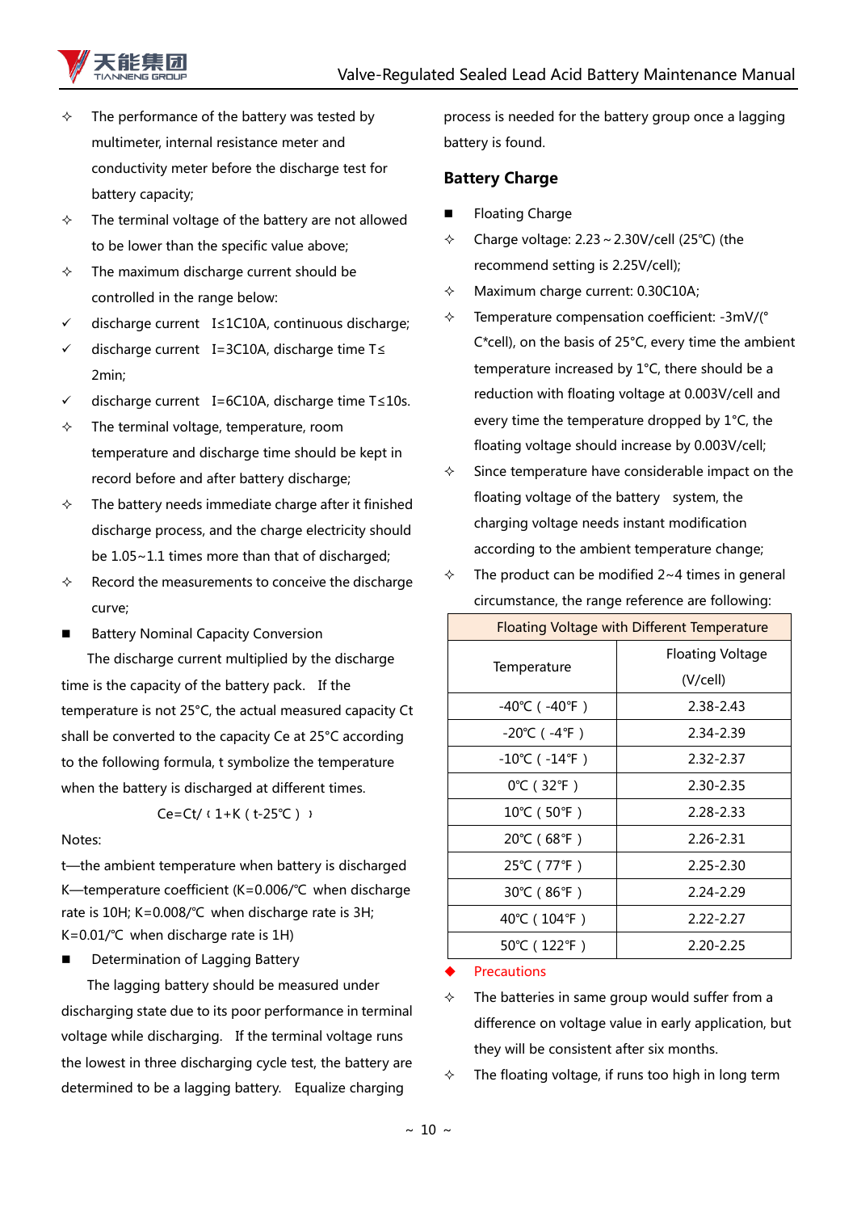- ✧ The performance of the battery was tested by multimeter, internal resistance meter and conductivity meter before the discharge test for battery capacity;
- ✧ The terminal voltage of the battery are not allowed to be lower than the specific value above;
- ✧ The maximum discharge current should be controlled in the range below:
- ✓ discharge current $I \leq 1C10A$, continuous discharge;
- ✓ discharge current $I = 3C10A$, discharge time $T \leq$ 2min;
- ✓ discharge current $I = 6C10A$, discharge time $T \leq 10s$.
- ✧ The terminal voltage, temperature, room temperature and discharge time should be kept in record before and after battery discharge;
- ✧ The battery needs immediate charge after it finished discharge process, and the charge electricity should be 1.05~1.1 times more than that of discharged;
- ✧ Record the measurements to conceive the discharge curve;

■ Battery Nominal Capacity Conversion

The discharge current multiplied by the discharge time is the capacity of the battery pack. If the temperature is not 25°C, the actual measured capacity Ct shall be converted to the capacity Ce at 25°C according to the following formula, t symbolize the temperature when the battery is discharged at different times.

$$Ce = Ct / \left(1 + K(t - 25℃)\right)$$

Notes:

t—the ambient temperature when battery is discharged

K—temperature coefficient (K=0.006/℃ when discharge rate is 10H; K=0.008/℃ when discharge rate is 3H; K=0.01/℃ when discharge rate is 1H)

■ Determination of Lagging Battery

The lagging battery should be measured under discharging state due to its poor performance in terminal voltage while discharging. If the terminal voltage runs the lowest in three discharging cycle test, the battery are determined to be a lagging battery. Equalize charging process is needed for the battery group once a lagging battery is found.

## Battery Charge

■ Floating Charge

- ✧ Charge voltage: 2.23～2.30V/cell (25℃) (the recommend setting is 2.25V/cell);
- ✧ Maximum charge current: 0.30C10A;
- ✧ Temperature compensation coefficient: -3mV/(°C*cell), on the basis of 25°C, every time the ambient temperature increased by 1°C, there should be a reduction with floating voltage at 0.003V/cell and every time the temperature dropped by 1°C, the floating voltage should increase by 0.003V/cell;
- ✧ Since temperature have considerable impact on the floating voltage of the battery system, the charging voltage needs instant modification according to the ambient temperature change;
- ✧ The product can be modified 2~4 times in general circumstance, the range reference are following:

| Floating Voltage with Different Temperature | |
|---|---|
| Temperature | Floating Voltage (V/cell) |
| -40℃ ( -40℉ ) | 2.38-2.43 |
| -20℃ ( -4℉ ) | 2.34-2.39 |
| -10℃ ( -14℉ ) | 2.32-2.37 |
| 0℃ ( 32℉ ) | 2.30-2.35 |
| 10℃ ( 50℉ ) | 2.28-2.33 |
| 20℃ ( 68℉ ) | 2.26-2.31 |
| 25℃ ( 77℉ ) | 2.25-2.30 |
| 30℃ ( 86℉ ) | 2.24-2.29 |
| 40℃ ( 104℉ ) | 2.22-2.27 |
| 50℃ ( 122℉ ) | 2.20-2.25 |

◆ Precautions

- ✧ The batteries in same group would suffer from a difference on voltage value in early application, but they will be consistent after six months.
- ✧ The floating voltage, if runs too high in long term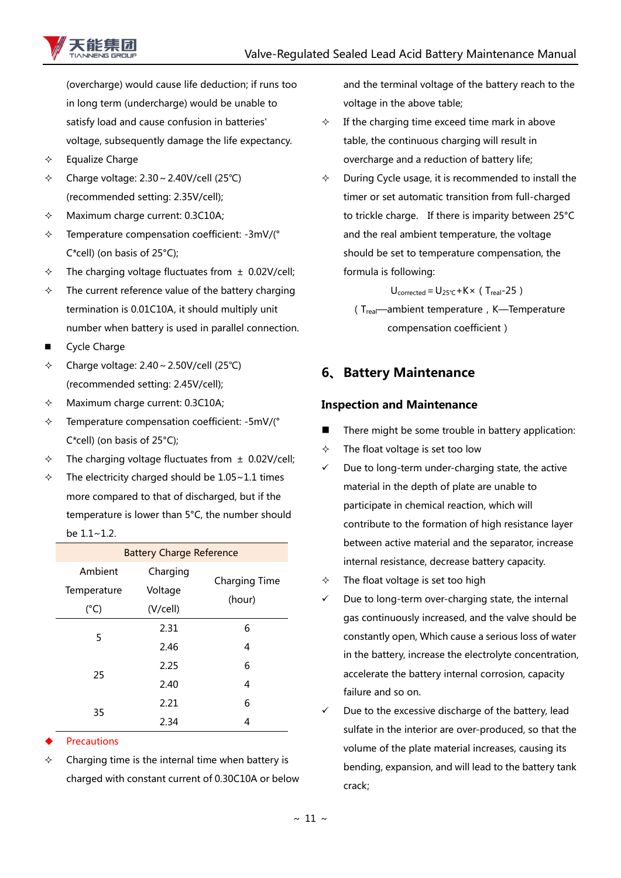(overcharge) would cause life deduction; if runs too in long term (undercharge) would be unable to satisfy load and cause confusion in batteries' voltage, subsequently damage the life expectancy.

- ✧ Equalize Charge
- ✧ Charge voltage: 2.30 ~ 2.40V/cell (25℃) (recommended setting: 2.35V/cell);
- ✧ Maximum charge current: 0.3C10A;
- ✧ Temperature compensation coefficient: -3mV/(°C*cell) (on basis of 25°C);
- ✧ The charging voltage fluctuates from ± 0.02V/cell;
- ✧ The current reference value of the battery charging termination is 0.01C10A, it should multiply unit number when battery is used in parallel connection.

■ Cycle Charge

- ✧ Charge voltage: 2.40 ~ 2.50V/cell (25℃) (recommended setting: 2.45V/cell);
- ✧ Maximum charge current: 0.3C10A;
- ✧ Temperature compensation coefficient: -5mV/(°C*cell) (on basis of 25°C);
- ✧ The charging voltage fluctuates from ± 0.02V/cell;
- ✧ The electricity charged should be 1.05~1.1 times more compared to that of discharged, but if the temperature is lower than 5°C, the number should be 1.1~1.2.

| Battery Charge Reference | | |
|---|---|---|
| Ambient Temperature (°C) | Charging Voltage (V/cell) | Charging Time (hour) |
| 5 | 2.31 | 6 |
| | 2.46 | 4 |
| 25 | 2.25 | 6 |
| | 2.40 | 4 |
| 35 | 2.21 | 6 |
| | 2.34 | 4 |

◆ Precautions

- ✧ Charging time is the internal time when battery is charged with constant current of 0.30C10A or below and the terminal voltage of the battery reach to the voltage in the above table;
- ✧ If the charging time exceed time mark in above table, the continuous charging will result in overcharge and a reduction of battery life;
- ✧ During Cycle usage, it is recommended to install the timer or set automatic transition from full-charged to trickle charge. If there is imparity between 25°C and the real ambient temperature, the voltage should be set to temperature compensation, the formula is following:

$$U_{corrected} = U_{25℃} + K \times (T_{real} - 25)$$

( $T_{real}$—ambient temperature，K—Temperature compensation coefficient )

## 6、Battery Maintenance

### Inspection and Maintenance

■ There might be some trouble in battery application:

✧ The float voltage is set too low

✓ Due to long-term under-charging state, the active material in the depth of plate are unable to participate in chemical reaction, which will contribute to the formation of high resistance layer between active material and the separator, increase internal resistance, decrease battery capacity.

✧ The float voltage is set too high

✓ Due to long-term over-charging state, the internal gas continuously increased, and the valve should be constantly open, Which cause a serious loss of water in the battery, increase the electrolyte concentration, accelerate the battery internal corrosion, capacity failure and so on.

✓ Due to the excessive discharge of the battery, lead sulfate in the interior are over-produced, so that the volume of the plate material increases, causing its bending, expansion, and will lead to the battery tank crack;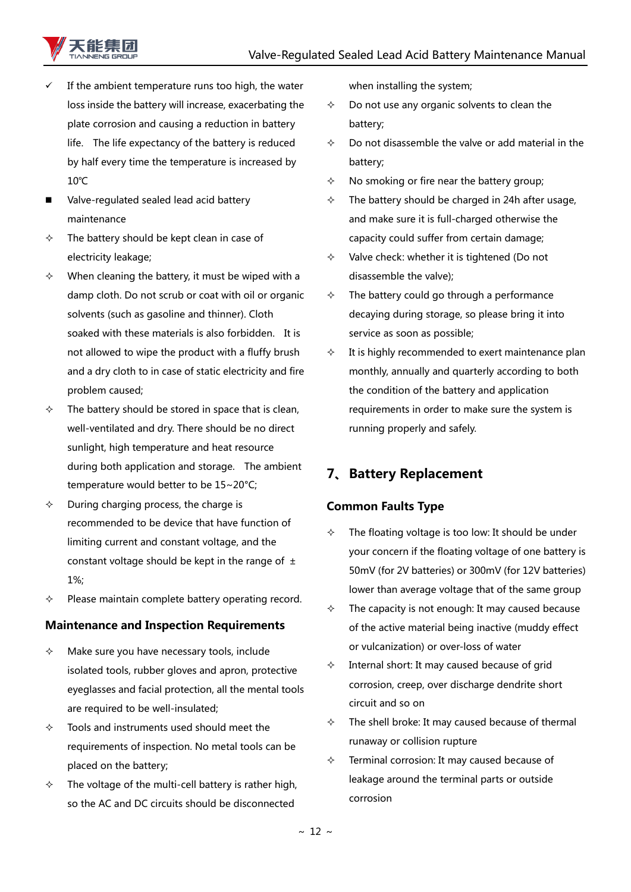- ✓ If the ambient temperature runs too high, the water loss inside the battery will increase, exacerbating the plate corrosion and causing a reduction in battery life. The life expectancy of the battery is reduced by half every time the temperature is increased by 10℃

- ■ Valve-regulated sealed lead acid battery maintenance

- ✧ The battery should be kept clean in case of electricity leakage;
- ✧ When cleaning the battery, it must be wiped with a damp cloth. Do not scrub or coat with oil or organic solvents (such as gasoline and thinner). Cloth soaked with these materials is also forbidden. It is not allowed to wipe the product with a fluffy brush and a dry cloth to in case of static electricity and fire problem caused;
- ✧ The battery should be stored in space that is clean, well-ventilated and dry. There should be no direct sunlight, high temperature and heat resource during both application and storage. The ambient temperature would better to be 15~20°C;
- ✧ During charging process, the charge is recommended to be device that have function of limiting current and constant voltage, and the constant voltage should be kept in the range of ±1%;
- ✧ Please maintain complete battery operating record.

### Maintenance and Inspection Requirements

- ✧ Make sure you have necessary tools, include isolated tools, rubber gloves and apron, protective eyeglasses and facial protection, all the mental tools are required to be well-insulated;
- ✧ Tools and instruments used should meet the requirements of inspection. No metal tools can be placed on the battery;
- ✧ The voltage of the multi-cell battery is rather high, so the AC and DC circuits should be disconnected when installing the system;
- ✧ Do not use any organic solvents to clean the battery;
- ✧ Do not disassemble the valve or add material in the battery;
- ✧ No smoking or fire near the battery group;
- ✧ The battery should be charged in 24h after usage, and make sure it is full-charged otherwise the capacity could suffer from certain damage;
- ✧ Valve check: whether it is tightened (Do not disassemble the valve);
- ✧ The battery could go through a performance decaying during storage, so please bring it into service as soon as possible;
- ✧ It is highly recommended to exert maintenance plan monthly, annually and quarterly according to both the condition of the battery and application requirements in order to make sure the system is running properly and safely.

## 7、Battery Replacement

### Common Faults Type

- ✧ The floating voltage is too low: It should be under your concern if the floating voltage of one battery is 50mV (for 2V batteries) or 300mV (for 12V batteries) lower than average voltage that of the same group
- ✧ The capacity is not enough: It may caused because of the active material being inactive (muddy effect or vulcanization) or over-loss of water
- ✧ Internal short: It may caused because of grid corrosion, creep, over discharge dendrite short circuit and so on
- ✧ The shell broke: It may caused because of thermal runaway or collision rupture
- ✧ Terminal corrosion: It may caused because of leakage around the terminal parts or outside corrosion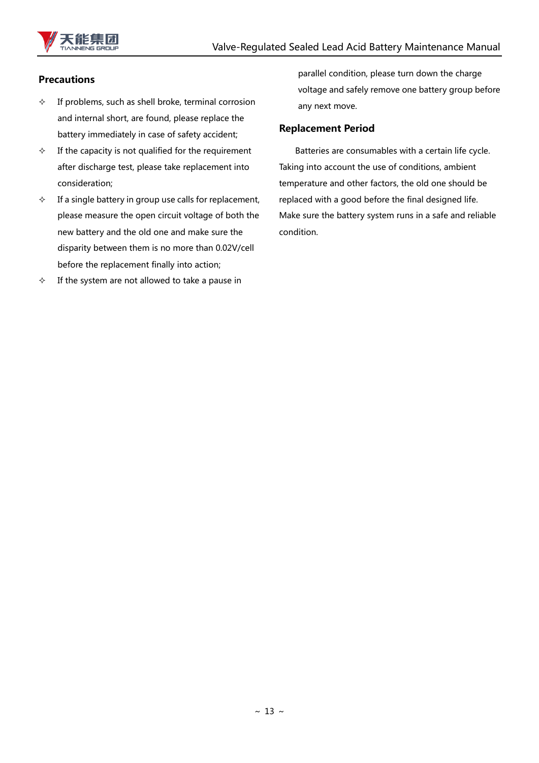## Precautions

- If problems, such as shell broke, terminal corrosion and internal short, are found, please replace the battery immediately in case of safety accident;
- If the capacity is not qualified for the requirement after discharge test, please take replacement into consideration;
- If a single battery in group use calls for replacement, please measure the open circuit voltage of both the new battery and the old one and make sure the disparity between them is no more than 0.02V/cell before the replacement finally into action;
- If the system are not allowed to take a pause in parallel condition, please turn down the charge voltage and safely remove one battery group before any next move.

## Replacement Period

Batteries are consumables with a certain life cycle. Taking into account the use of conditions, ambient temperature and other factors, the old one should be replaced with a good before the final designed life. Make sure the battery system runs in a safe and reliable condition.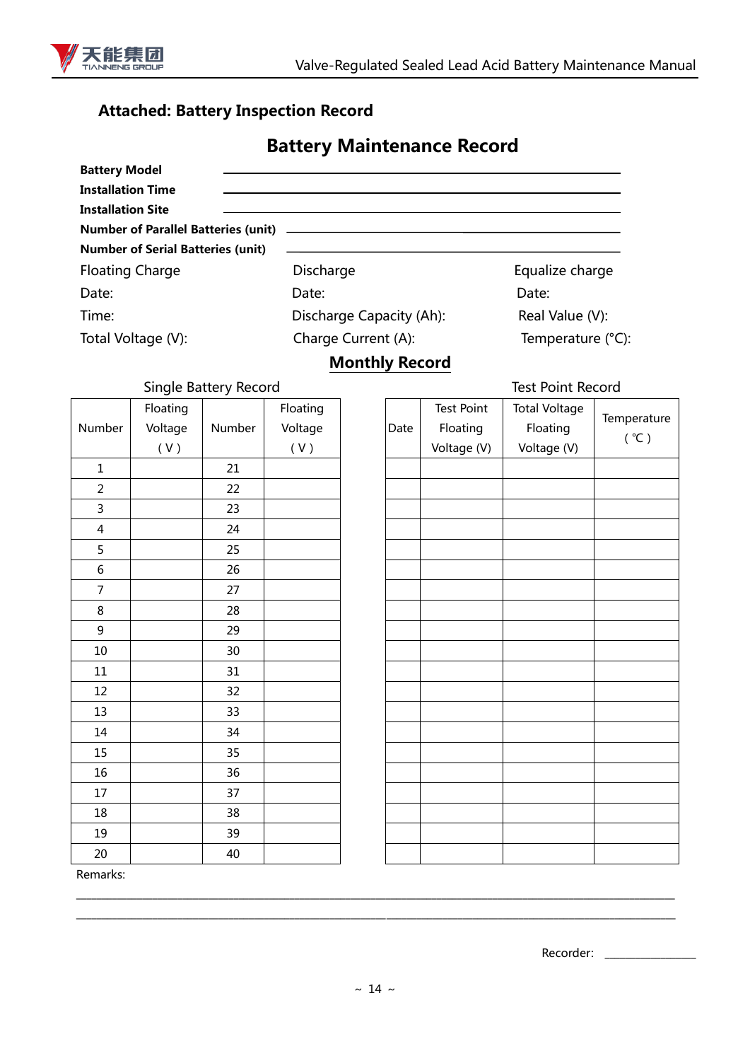## Attached: Battery Inspection Record

# Battery Maintenance Record

**Battery Model** ______________________________

**Installation Time** ______________________________

**Installation Site** ______________________________

**Number of Parallel Batteries (unit)** ______________________________

**Number of Serial Batteries (unit)** ______________________________

| Floating Charge | Discharge | Equalize charge |
|---|---|---|
| Date: | Date: | Date: |
| Time: | Discharge Capacity (Ah): | Real Value (V): |
| Total Voltage (V): | Charge Current (A): | Temperature (°C): |

## Monthly Record

Single Battery Record

| Number | Floating Voltage ( V ) | Number | Floating Voltage ( V ) |
|---|---|---|---|
| 1 | | 21 | |
| 2 | | 22 | |
| 3 | | 23 | |
| 4 | | 24 | |
| 5 | | 25 | |
| 6 | | 26 | |
| 7 | | 27 | |
| 8 | | 28 | |
| 9 | | 29 | |
| 10 | | 30 | |
| 11 | | 31 | |
| 12 | | 32 | |
| 13 | | 33 | |
| 14 | | 34 | |
| 15 | | 35 | |
| 16 | | 36 | |
| 17 | | 37 | |
| 18 | | 38 | |
| 19 | | 39 | |
| 20 | | 40 | |

Test Point Record

| Date | Test Point Floating Voltage (V) | Total Voltage Floating Voltage (V) | Temperature ( ℃ ) |
|---|---|---|---|
| | | | |
| | | | |
| | | | |
| | | | |
| | | | |
| | | | |
| | | | |
| | | | |
| | | | |
| | | | |
| | | | |
| | | | |
| | | | |
| | | | |
| | | | |
| | | | |
| | | | |
| | | | |
| | | | |
| | | | |

Remarks:

______________________________________________________________________________

______________________________________________________________________________

Recorder: ______________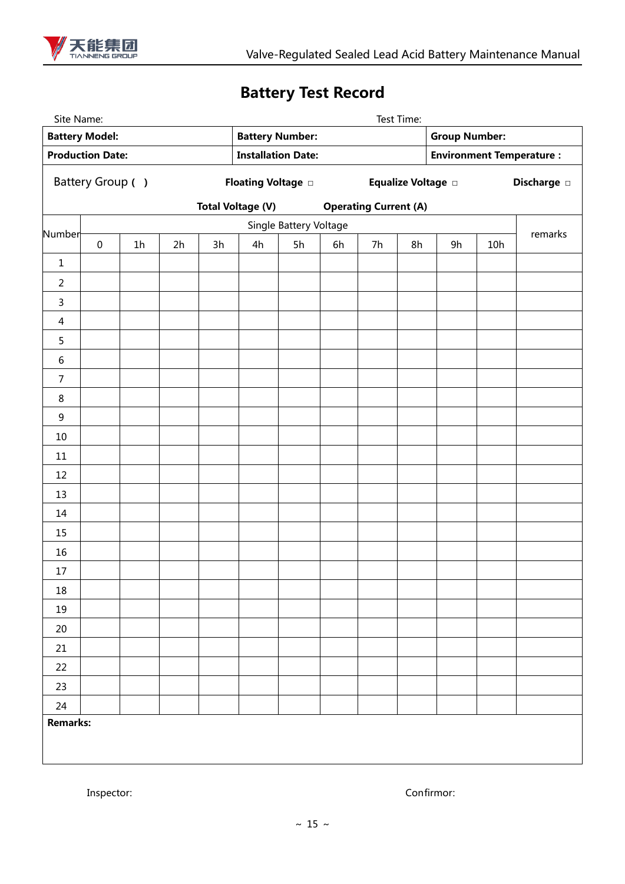# Battery Test Record

Site Name: Test Time:

| Battery Model: | Battery Number: | Group Number: |
|---|---|---|
| Production Date: | Installation Date: | Environment Temperature : |

Battery Group ( ) **Floating Voltage □** **Equalize Voltage □** **Discharge □**

**Total Voltage (V)** **Operating Current (A)**

| Number | Single Battery Voltage | | | | | | | | | | | remarks |
|---|---|---|---|---|---|---|---|---|---|---|---|---|
| | 0 | 1h | 2h | 3h | 4h | 5h | 6h | 7h | 8h | 9h | 10h | |
| 1 | | | | | | | | | | | | |
| 2 | | | | | | | | | | | | |
| 3 | | | | | | | | | | | | |
| 4 | | | | | | | | | | | | |
| 5 | | | | | | | | | | | | |
| 6 | | | | | | | | | | | | |
| 7 | | | | | | | | | | | | |
| 8 | | | | | | | | | | | | |
| 9 | | | | | | | | | | | | |
| 10 | | | | | | | | | | | | |
| 11 | | | | | | | | | | | | |
| 12 | | | | | | | | | | | | |
| 13 | | | | | | | | | | | | |
| 14 | | | | | | | | | | | | |
| 15 | | | | | | | | | | | | |
| 16 | | | | | | | | | | | | |
| 17 | | | | | | | | | | | | |
| 18 | | | | | | | | | | | | |
| 19 | | | | | | | | | | | | |
| 20 | | | | | | | | | | | | |
| 21 | | | | | | | | | | | | |
| 22 | | | | | | | | | | | | |
| 23 | | | | | | | | | | | | |
| 24 | | | | | | | | | | | | |

**Remarks:**

Inspector: Confirmor: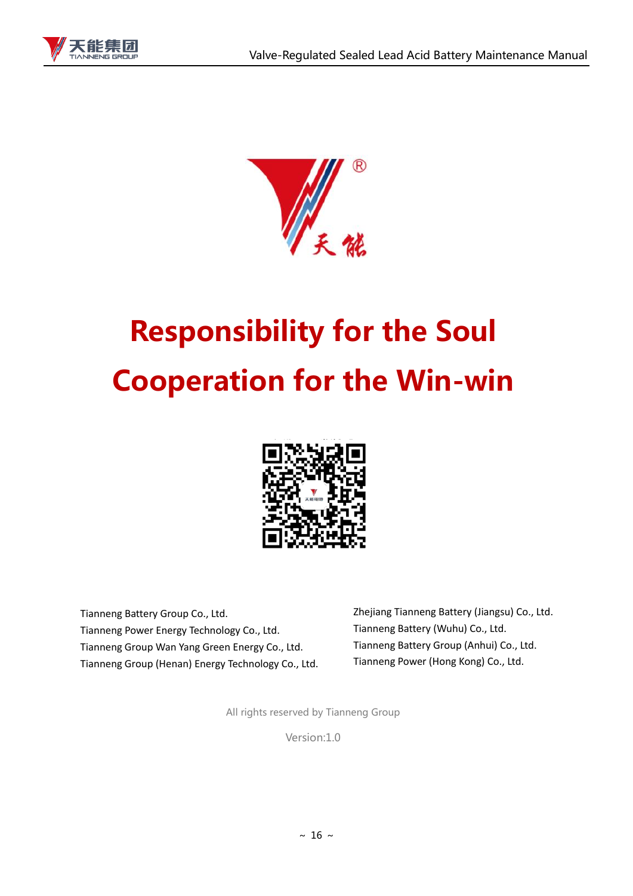# Responsibility for the Soul

# Cooperation for the Win-win

Tianneng Battery Group Co., Ltd.
Tianneng Power Energy Technology Co., Ltd.
Tianneng Group Wan Yang Green Energy Co., Ltd.
Tianneng Group (Henan) Energy Technology Co., Ltd.
Zhejiang Tianneng Battery (Jiangsu) Co., Ltd.
Tianneng Battery (Wuhu) Co., Ltd.
Tianneng Battery Group (Anhui) Co., Ltd.
Tianneng Power (Hong Kong) Co., Ltd.

All rights reserved by Tianneng Group

Version:1.0